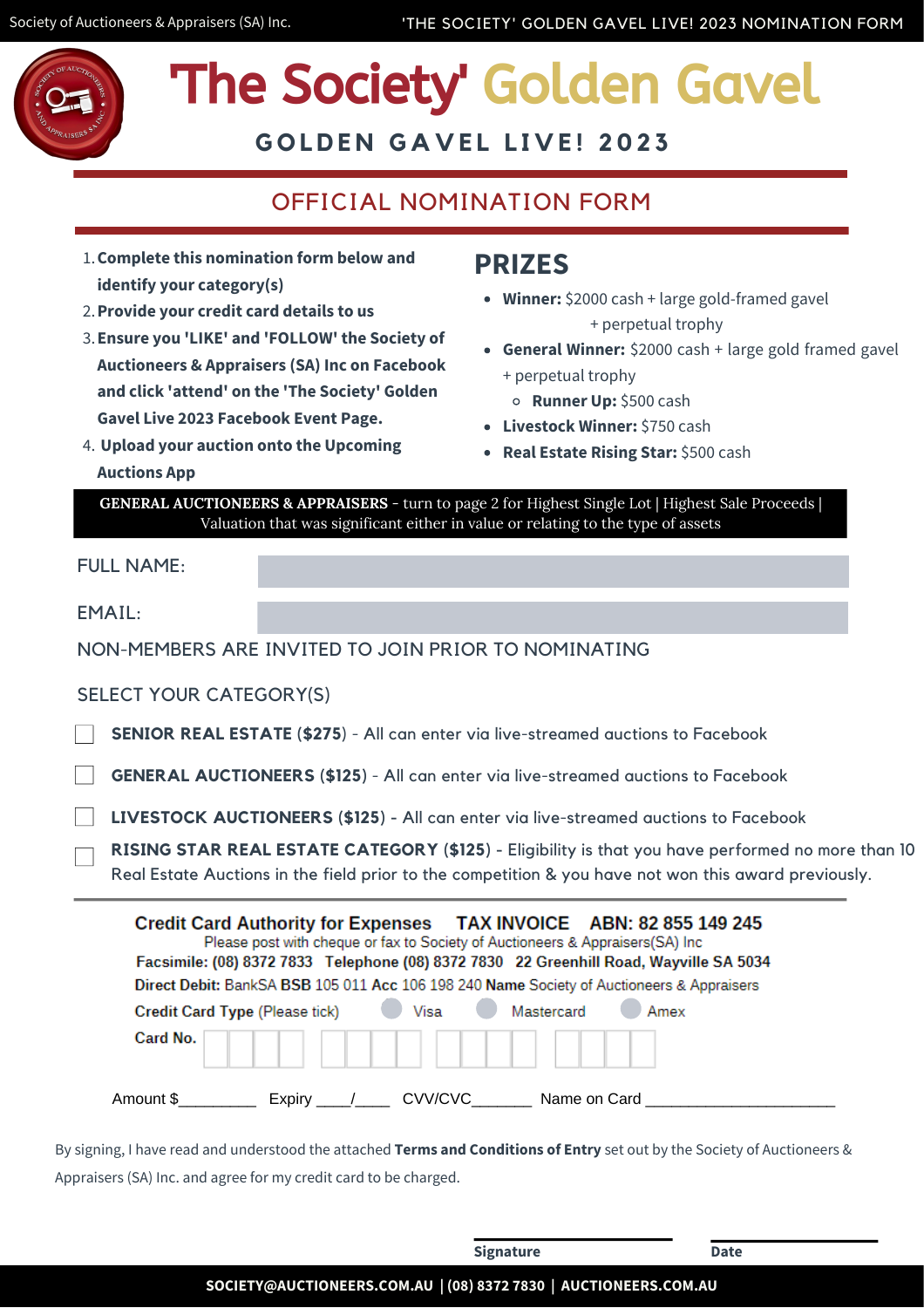# 'The Society' Golden Gavel

## GOLDEN GAVEL LIVE! 2023

## OFFICIAL NOMINATION FORM

1. **Complete this nomination form below and identify your category(s)**
2. **Provide your credit card details to us**
3. **Ensure you 'LIKE' and 'FOLLOW' the Society of Auctioneers & Appraisers (SA) Inc on Facebook and click 'attend' on the 'The Society' Golden Gavel Live 2023 Facebook Event Page.**
4. **Upload your auction onto the Upcoming Auctions App**

## PRIZES

- **Winner:** $2000 cash + large gold-framed gavel + perpetual trophy
- **General Winner:** $2000 cash + large gold framed gavel + perpetual trophy
  - **Runner Up:** $500 cash
- **Livestock Winner:** $750 cash
- **Real Estate Rising Star:** $500 cash

**GENERAL AUCTIONEERS & APPRAISERS** - turn to page 2 for Highest Single Lot | Highest Sale Proceeds | Valuation that was significant either in value or relating to the type of assets

FULL NAME:

EMAIL:

NON-MEMBERS ARE INVITED TO JOIN PRIOR TO NOMINATING

SELECT YOUR CATEGORY(S)

- [ ] **SENIOR REAL ESTATE** (**$275**) - All can enter via live-streamed auctions to Facebook
- [ ] **GENERAL AUCTIONEERS** (**$125**) - All can enter via live-streamed auctions to Facebook
- [ ] **LIVESTOCK AUCTIONEERS** (**$125**) - All can enter via live-streamed auctions to Facebook
- [ ] **RISING STAR REAL ESTATE CATEGORY** (**$125**) - Eligibility is that you have performed no more than 10 Real Estate Auctions in the field prior to the competition & you have not won this award previously.

**Credit Card Authority for Expenses TAX INVOICE ABN: 82 855 149 245**

Please post with cheque or fax to Society of Auctioneers & Appraisers(SA) Inc

**Facsimile: (08) 8372 7833 Telephone (08) 8372 7830 22 Greenhill Road, Wayville SA 5034**

**Direct Debit:** BankSA **BSB** 105 011 **Acc** 106 198 240 **Name** Society of Auctioneers & Appraisers

**Credit Card Type** (Please tick) Visa Mastercard Amex

**Card No.**

Amount $_________ Expiry ____/____ CVV/CVC_______ Name on Card _____________________

By signing, I have read and understood the attached **Terms and Conditions of Entry** set out by the Society of Auctioneers & Appraisers (SA) Inc. and agree for my credit card to be charged.

**Signature** **Date**

**SOCIETY@AUCTIONEERS.COM.AU | (08) 8372 7830 | AUCTIONEERS.COM.AU**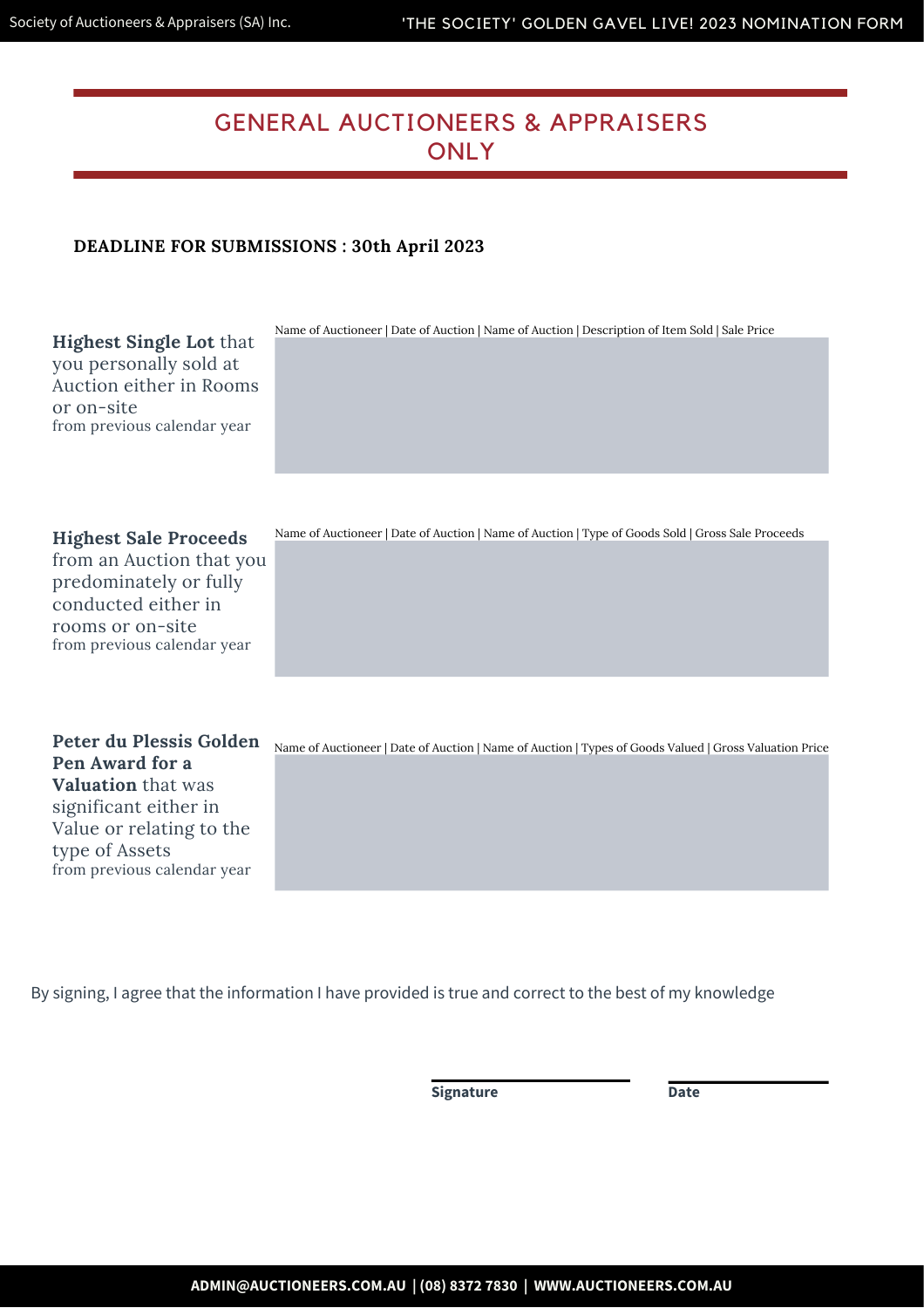## GENERAL AUCTIONEERS & APPRAISERS ONLY

**DEADLINE FOR SUBMISSIONS : 30th April 2023**

**Highest Single Lot** that you personally sold at Auction either in Rooms or on-site from previous calendar year

Name of Auctioneer | Date of Auction | Name of Auction | Description of Item Sold | Sale Price

**Highest Sale Proceeds** from an Auction that you predominately or fully conducted either in rooms or on-site from previous calendar year

Name of Auctioneer | Date of Auction | Name of Auction | Type of Goods Sold | Gross Sale Proceeds

**Peter du Plessis Golden Pen Award for a Valuation** that was significant either in Value or relating to the type of Assets from previous calendar year

Name of Auctioneer | Date of Auction | Name of Auction | Types of Goods Valued | Gross Valuation Price

By signing, I agree that the information I have provided is true and correct to the best of my knowledge

**Signature**

**Date**

ADMIN@AUCTIONEERS.COM.AU | (08) 8372 7830 | WWW.AUCTIONEERS.COM.AU